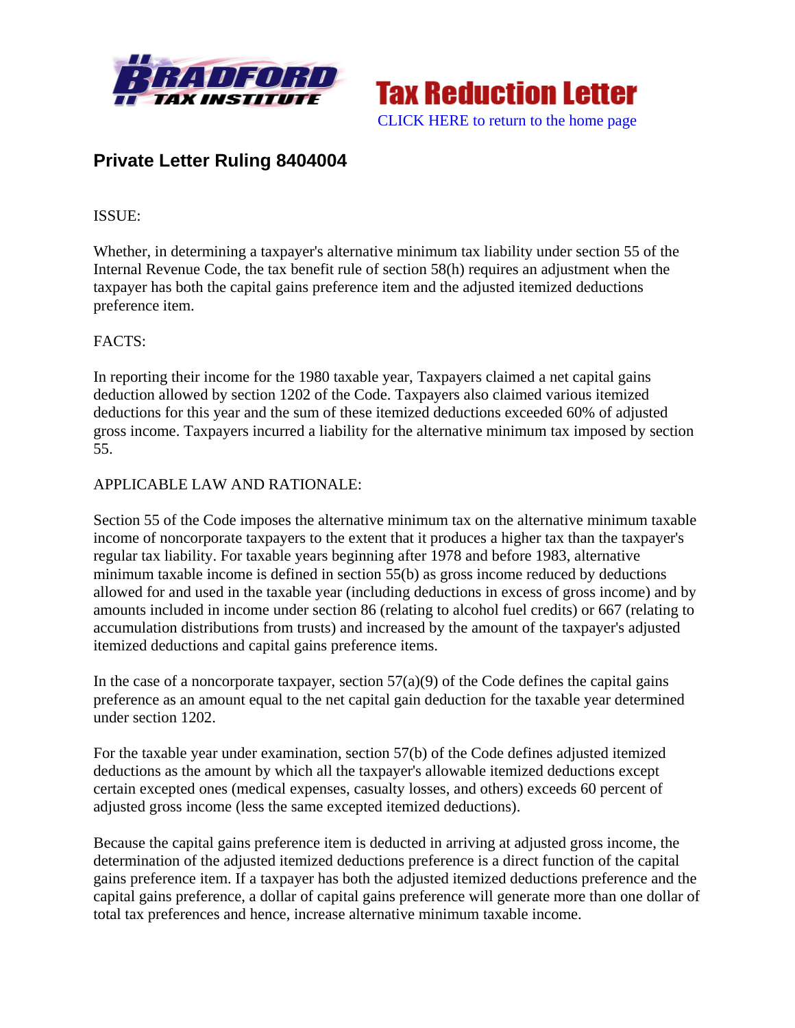Tax Reduction Letter

CLICK HERE to return to the home page

## Private Letter Ruling 8404004

ISSUE:

Whether, in determining a taxpayer's alternative minimum tax liability under section 55 of the Internal Revenue Code, the tax benefit rule of section 58(h) requires an adjustment when the taxpayer has both the capital gains preference item and the adjusted itemized deductions preference item.

FACTS:

In reporting their income for the 1980 taxable year, Taxpayers claimed a net capital gains deduction allowed by section 1202 of the Code. Taxpayers also claimed various itemized deductions for this year and the sum of these itemized deductions exceeded 60% of adjusted gross income. Taxpayers incurred a liability for the alternative minimum tax imposed by section 55.

APPLICABLE LAW AND RATIONALE:

Section 55 of the Code imposes the alternative minimum tax on the alternative minimum taxable income of noncorporate taxpayers to the extent that it produces a higher tax than the taxpayer's regular tax liability. For taxable years beginning after 1978 and before 1983, alternative minimum taxable income is defined in section 55(b) as gross income reduced by deductions allowed for and used in the taxable year (including deductions in excess of gross income) and by amounts included in income under section 86 (relating to alcohol fuel credits) or 667 (relating to accumulation distributions from trusts) and increased by the amount of the taxpayer's adjusted itemized deductions and capital gains preference items.

In the case of a noncorporate taxpayer, section 57(a)(9) of the Code defines the capital gains preference as an amount equal to the net capital gain deduction for the taxable year determined under section 1202.

For the taxable year under examination, section 57(b) of the Code defines adjusted itemized deductions as the amount by which all the taxpayer's allowable itemized deductions except certain excepted ones (medical expenses, casualty losses, and others) exceeds 60 percent of adjusted gross income (less the same excepted itemized deductions).

Because the capital gains preference item is deducted in arriving at adjusted gross income, the determination of the adjusted itemized deductions preference is a direct function of the capital gains preference item. If a taxpayer has both the adjusted itemized deductions preference and the capital gains preference, a dollar of capital gains preference will generate more than one dollar of total tax preferences and hence, increase alternative minimum taxable income.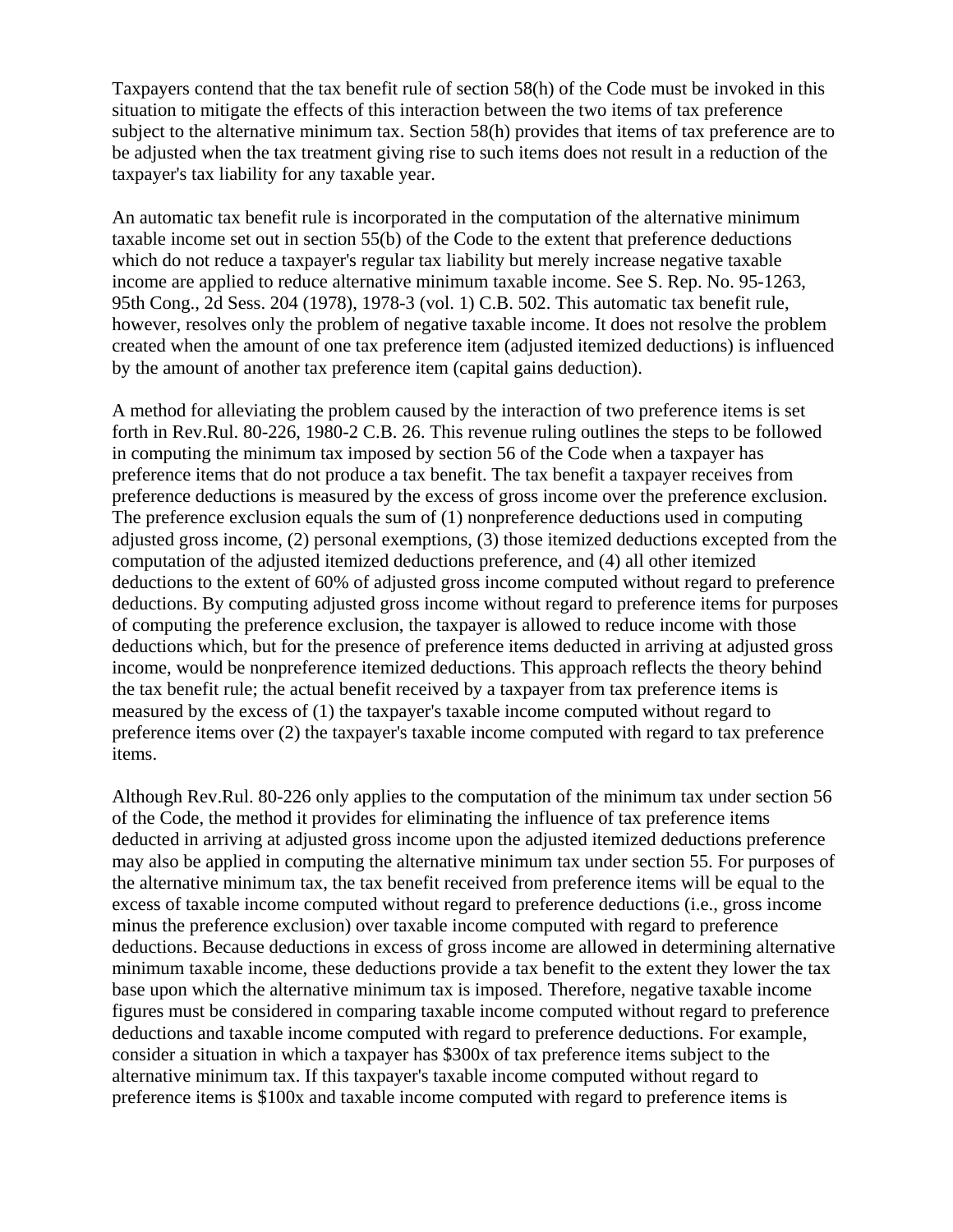Taxpayers contend that the tax benefit rule of section 58(h) of the Code must be invoked in this situation to mitigate the effects of this interaction between the two items of tax preference subject to the alternative minimum tax. Section 58(h) provides that items of tax preference are to be adjusted when the tax treatment giving rise to such items does not result in a reduction of the taxpayer's tax liability for any taxable year.

An automatic tax benefit rule is incorporated in the computation of the alternative minimum taxable income set out in section 55(b) of the Code to the extent that preference deductions which do not reduce a taxpayer's regular tax liability but merely increase negative taxable income are applied to reduce alternative minimum taxable income. See S. Rep. No. 95-1263, 95th Cong., 2d Sess. 204 (1978), 1978-3 (vol. 1) C.B. 502. This automatic tax benefit rule, however, resolves only the problem of negative taxable income. It does not resolve the problem created when the amount of one tax preference item (adjusted itemized deductions) is influenced by the amount of another tax preference item (capital gains deduction).

A method for alleviating the problem caused by the interaction of two preference items is set forth in Rev.Rul. 80-226, 1980-2 C.B. 26. This revenue ruling outlines the steps to be followed in computing the minimum tax imposed by section 56 of the Code when a taxpayer has preference items that do not produce a tax benefit. The tax benefit a taxpayer receives from preference deductions is measured by the excess of gross income over the preference exclusion. The preference exclusion equals the sum of (1) nonpreference deductions used in computing adjusted gross income, (2) personal exemptions, (3) those itemized deductions excepted from the computation of the adjusted itemized deductions preference, and (4) all other itemized deductions to the extent of 60% of adjusted gross income computed without regard to preference deductions. By computing adjusted gross income without regard to preference items for purposes of computing the preference exclusion, the taxpayer is allowed to reduce income with those deductions which, but for the presence of preference items deducted in arriving at adjusted gross income, would be nonpreference itemized deductions. This approach reflects the theory behind the tax benefit rule; the actual benefit received by a taxpayer from tax preference items is measured by the excess of (1) the taxpayer's taxable income computed without regard to preference items over (2) the taxpayer's taxable income computed with regard to tax preference items.

Although Rev.Rul. 80-226 only applies to the computation of the minimum tax under section 56 of the Code, the method it provides for eliminating the influence of tax preference items deducted in arriving at adjusted gross income upon the adjusted itemized deductions preference may also be applied in computing the alternative minimum tax under section 55. For purposes of the alternative minimum tax, the tax benefit received from preference items will be equal to the excess of taxable income computed without regard to preference deductions (i.e., gross income minus the preference exclusion) over taxable income computed with regard to preference deductions. Because deductions in excess of gross income are allowed in determining alternative minimum taxable income, these deductions provide a tax benefit to the extent they lower the tax base upon which the alternative minimum tax is imposed. Therefore, negative taxable income figures must be considered in comparing taxable income computed without regard to preference deductions and taxable income computed with regard to preference deductions. For example, consider a situation in which a taxpayer has $300x of tax preference items subject to the alternative minimum tax. If this taxpayer's taxable income computed without regard to preference items is $100x and taxable income computed with regard to preference items is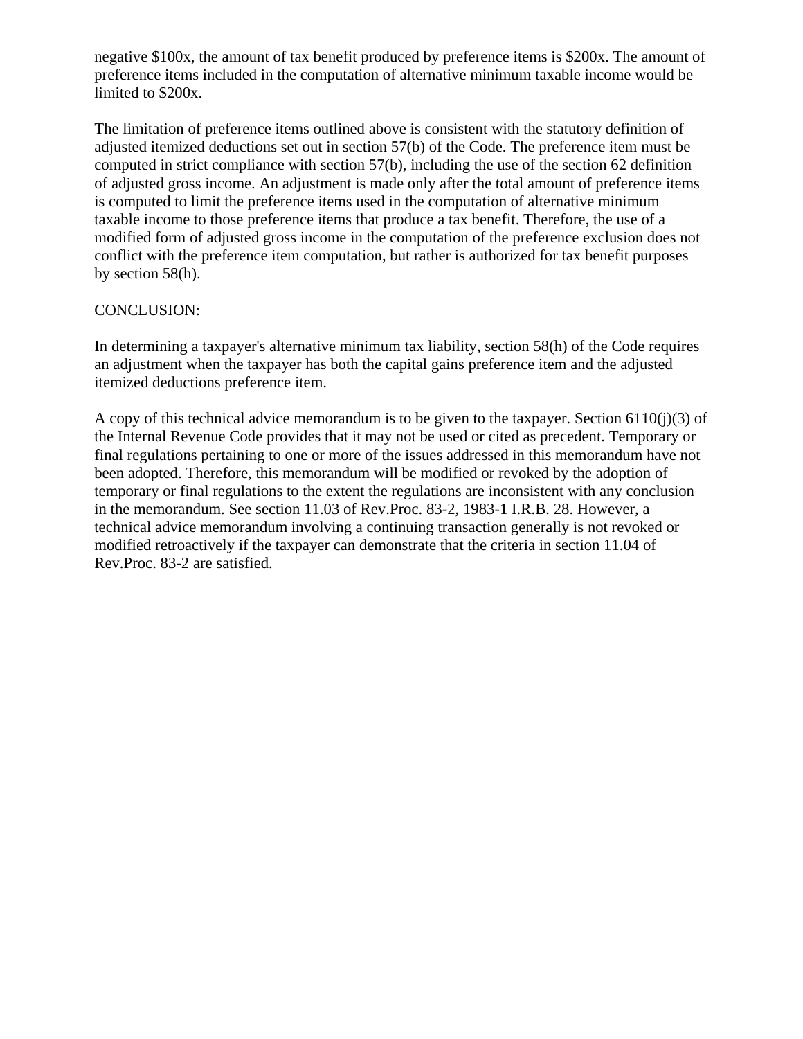negative \$100x, the amount of tax benefit produced by preference items is \$200x. The amount of preference items included in the computation of alternative minimum taxable income would be limited to \$200x.

The limitation of preference items outlined above is consistent with the statutory definition of adjusted itemized deductions set out in section 57(b) of the Code. The preference item must be computed in strict compliance with section 57(b), including the use of the section 62 definition of adjusted gross income. An adjustment is made only after the total amount of preference items is computed to limit the preference items used in the computation of alternative minimum taxable income to those preference items that produce a tax benefit. Therefore, the use of a modified form of adjusted gross income in the computation of the preference exclusion does not conflict with the preference item computation, but rather is authorized for tax benefit purposes by section 58(h).

CONCLUSION:

In determining a taxpayer's alternative minimum tax liability, section 58(h) of the Code requires an adjustment when the taxpayer has both the capital gains preference item and the adjusted itemized deductions preference item.

A copy of this technical advice memorandum is to be given to the taxpayer. Section 6110(j)(3) of the Internal Revenue Code provides that it may not be used or cited as precedent. Temporary or final regulations pertaining to one or more of the issues addressed in this memorandum have not been adopted. Therefore, this memorandum will be modified or revoked by the adoption of temporary or final regulations to the extent the regulations are inconsistent with any conclusion in the memorandum. See section 11.03 of Rev.Proc. 83-2, 1983-1 I.R.B. 28. However, a technical advice memorandum involving a continuing transaction generally is not revoked or modified retroactively if the taxpayer can demonstrate that the criteria in section 11.04 of Rev.Proc. 83-2 are satisfied.